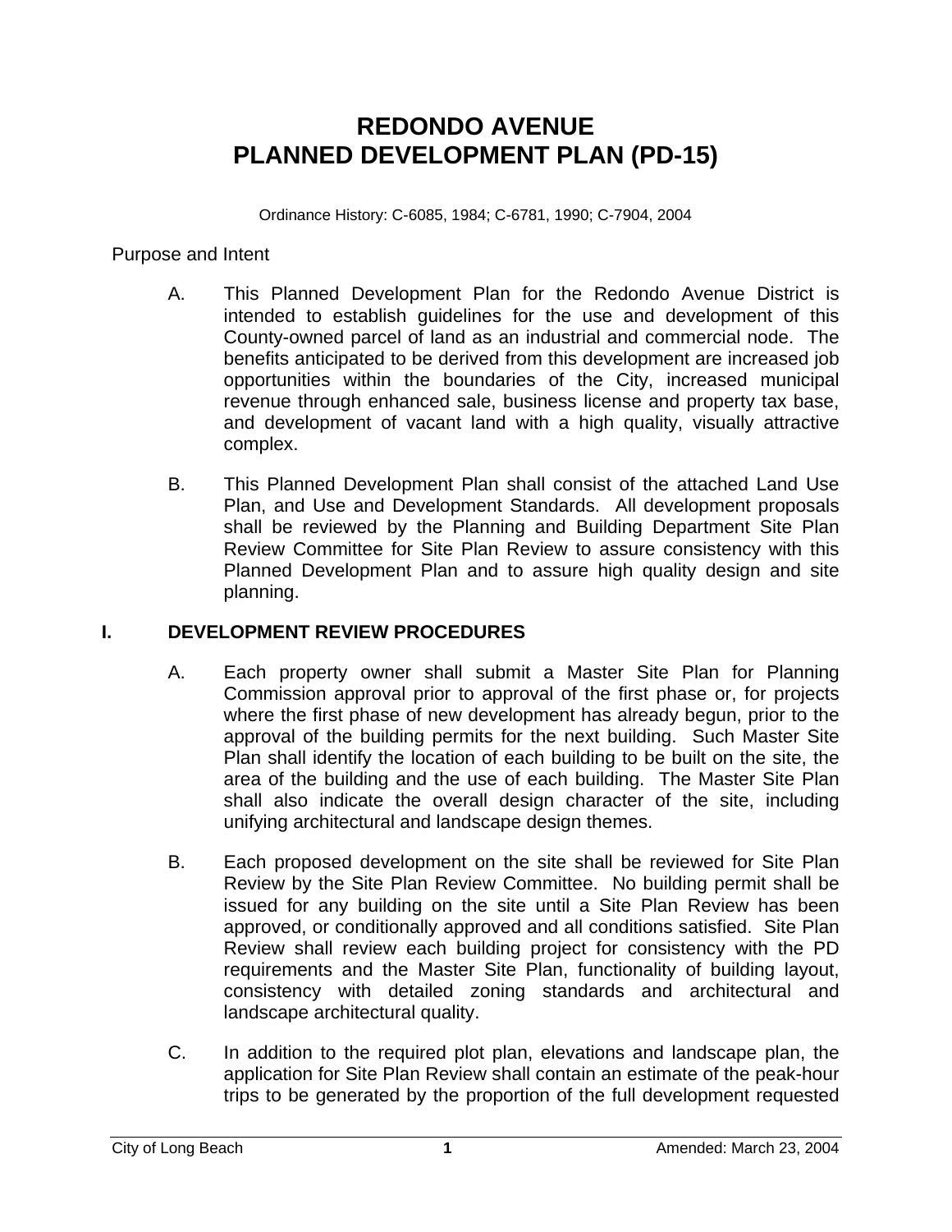# REDONDO AVENUE
# PLANNED DEVELOPMENT PLAN (PD-15)

Ordinance History: C-6085, 1984; C-6781, 1990; C-7904, 2004

Purpose and Intent

A. This Planned Development Plan for the Redondo Avenue District is intended to establish guidelines for the use and development of this County-owned parcel of land as an industrial and commercial node. The benefits anticipated to be derived from this development are increased job opportunities within the boundaries of the City, increased municipal revenue through enhanced sale, business license and property tax base, and development of vacant land with a high quality, visually attractive complex.

B. This Planned Development Plan shall consist of the attached Land Use Plan, and Use and Development Standards. All development proposals shall be reviewed by the Planning and Building Department Site Plan Review Committee for Site Plan Review to assure consistency with this Planned Development Plan and to assure high quality design and site planning.

## I. DEVELOPMENT REVIEW PROCEDURES

A. Each property owner shall submit a Master Site Plan for Planning Commission approval prior to approval of the first phase or, for projects where the first phase of new development has already begun, prior to the approval of the building permits for the next building. Such Master Site Plan shall identify the location of each building to be built on the site, the area of the building and the use of each building. The Master Site Plan shall also indicate the overall design character of the site, including unifying architectural and landscape design themes.

B. Each proposed development on the site shall be reviewed for Site Plan Review by the Site Plan Review Committee. No building permit shall be issued for any building on the site until a Site Plan Review has been approved, or conditionally approved and all conditions satisfied. Site Plan Review shall review each building project for consistency with the PD requirements and the Master Site Plan, functionality of building layout, consistency with detailed zoning standards and architectural and landscape architectural quality.

C. In addition to the required plot plan, elevations and landscape plan, the application for Site Plan Review shall contain an estimate of the peak-hour trips to be generated by the proportion of the full development requested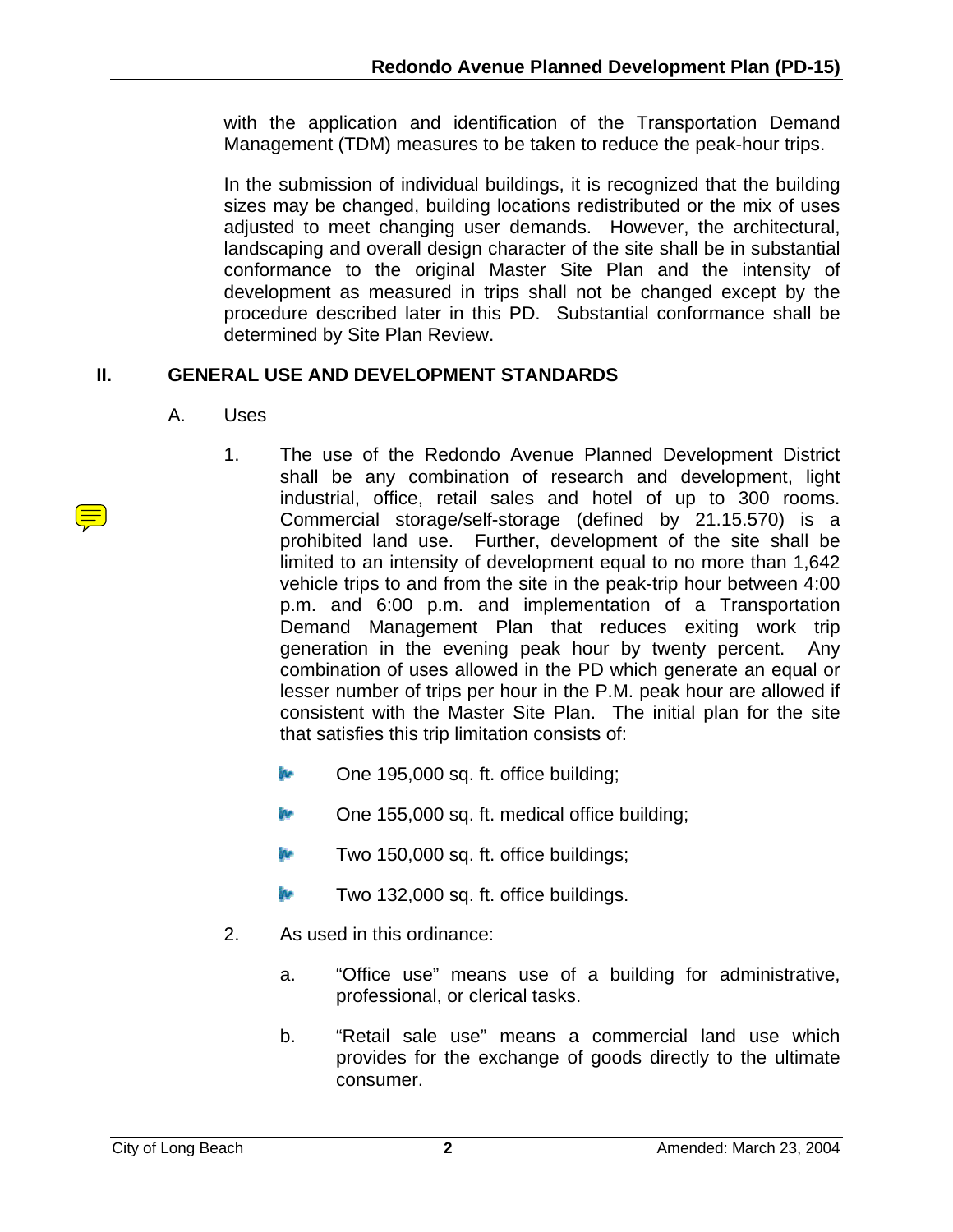with the application and identification of the Transportation Demand Management (TDM) measures to be taken to reduce the peak-hour trips.

In the submission of individual buildings, it is recognized that the building sizes may be changed, building locations redistributed or the mix of uses adjusted to meet changing user demands. However, the architectural, landscaping and overall design character of the site shall be in substantial conformance to the original Master Site Plan and the intensity of development as measured in trips shall not be changed except by the procedure described later in this PD. Substantial conformance shall be determined by Site Plan Review.

## II. GENERAL USE AND DEVELOPMENT STANDARDS

### A. Uses

1. The use of the Redondo Avenue Planned Development District shall be any combination of research and development, light industrial, office, retail sales and hotel of up to 300 rooms. Commercial storage/self-storage (defined by 21.15.570) is a prohibited land use. Further, development of the site shall be limited to an intensity of development equal to no more than 1,642 vehicle trips to and from the site in the peak-trip hour between 4:00 p.m. and 6:00 p.m. and implementation of a Transportation Demand Management Plan that reduces exiting work trip generation in the evening peak hour by twenty percent. Any combination of uses allowed in the PD which generate an equal or lesser number of trips per hour in the P.M. peak hour are allowed if consistent with the Master Site Plan. The initial plan for the site that satisfies this trip limitation consists of:

   - One 195,000 sq. ft. office building;
   - One 155,000 sq. ft. medical office building;
   - Two 150,000 sq. ft. office buildings;
   - Two 132,000 sq. ft. office buildings.

2. As used in this ordinance:

   a. "Office use" means use of a building for administrative, professional, or clerical tasks.

   b. "Retail sale use" means a commercial land use which provides for the exchange of goods directly to the ultimate consumer.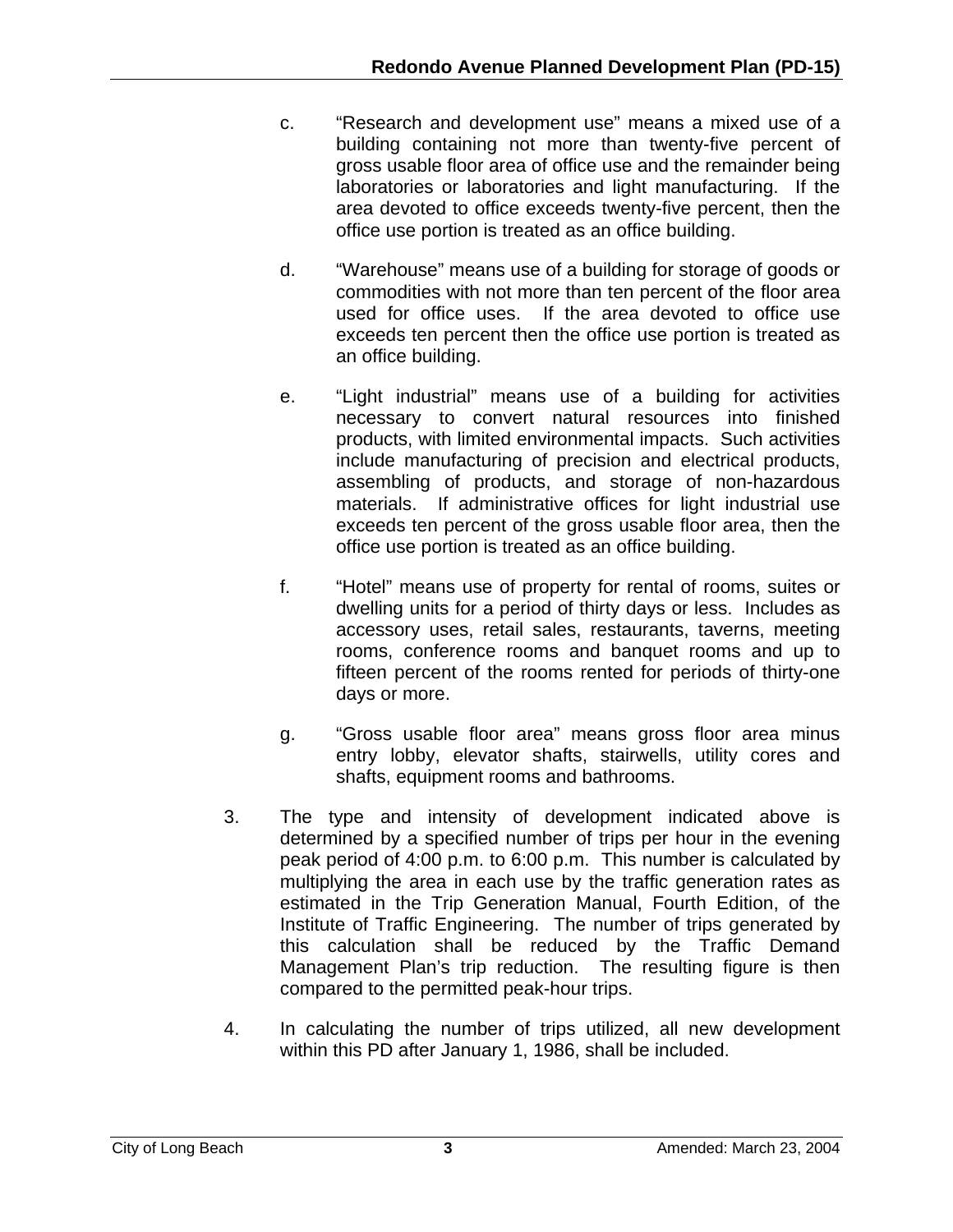c. "Research and development use" means a mixed use of a building containing not more than twenty-five percent of gross usable floor area of office use and the remainder being laboratories or laboratories and light manufacturing. If the area devoted to office exceeds twenty-five percent, then the office use portion is treated as an office building.

d. "Warehouse" means use of a building for storage of goods or commodities with not more than ten percent of the floor area used for office uses. If the area devoted to office use exceeds ten percent then the office use portion is treated as an office building.

e. "Light industrial" means use of a building for activities necessary to convert natural resources into finished products, with limited environmental impacts. Such activities include manufacturing of precision and electrical products, assembling of products, and storage of non-hazardous materials. If administrative offices for light industrial use exceeds ten percent of the gross usable floor area, then the office use portion is treated as an office building.

f. "Hotel" means use of property for rental of rooms, suites or dwelling units for a period of thirty days or less. Includes as accessory uses, retail sales, restaurants, taverns, meeting rooms, conference rooms and banquet rooms and up to fifteen percent of the rooms rented for periods of thirty-one days or more.

g. "Gross usable floor area" means gross floor area minus entry lobby, elevator shafts, stairwells, utility cores and shafts, equipment rooms and bathrooms.

3. The type and intensity of development indicated above is determined by a specified number of trips per hour in the evening peak period of 4:00 p.m. to 6:00 p.m. This number is calculated by multiplying the area in each use by the traffic generation rates as estimated in the Trip Generation Manual, Fourth Edition, of the Institute of Traffic Engineering. The number of trips generated by this calculation shall be reduced by the Traffic Demand Management Plan's trip reduction. The resulting figure is then compared to the permitted peak-hour trips.

4. In calculating the number of trips utilized, all new development within this PD after January 1, 1986, shall be included.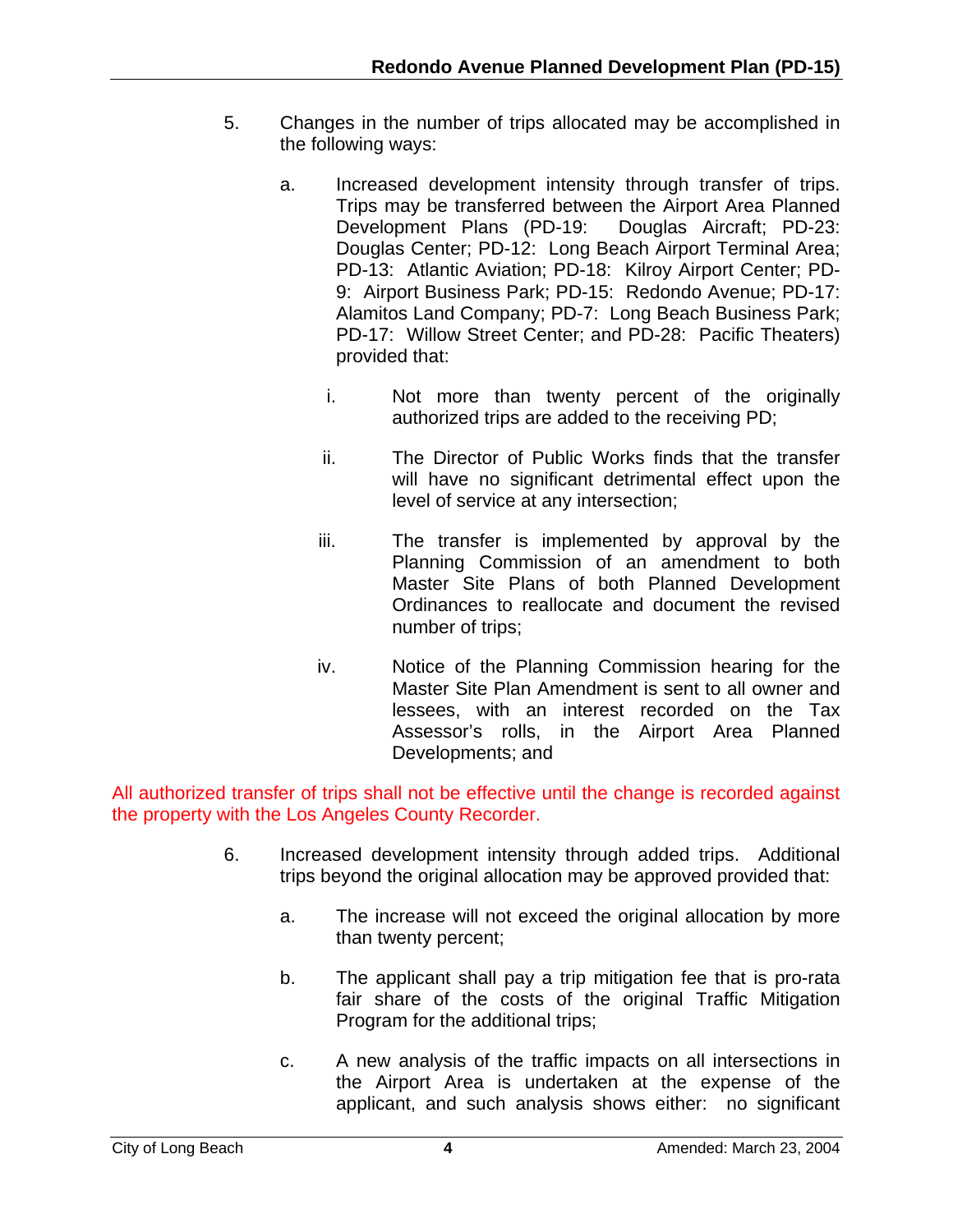5. Changes in the number of trips allocated may be accomplished in the following ways:

   a. Increased development intensity through transfer of trips. Trips may be transferred between the Airport Area Planned Development Plans (PD-19: Douglas Aircraft; PD-23: Douglas Center; PD-12: Long Beach Airport Terminal Area; PD-13: Atlantic Aviation; PD-18: Kilroy Airport Center; PD-9: Airport Business Park; PD-15: Redondo Avenue; PD-17: Alamitos Land Company; PD-7: Long Beach Business Park; PD-17: Willow Street Center; and PD-28: Pacific Theaters) provided that:

      i. Not more than twenty percent of the originally authorized trips are added to the receiving PD;

      ii. The Director of Public Works finds that the transfer will have no significant detrimental effect upon the level of service at any intersection;

      iii. The transfer is implemented by approval by the Planning Commission of an amendment to both Master Site Plans of both Planned Development Ordinances to reallocate and document the revised number of trips;

      iv. Notice of the Planning Commission hearing for the Master Site Plan Amendment is sent to all owner and lessees, with an interest recorded on the Tax Assessor's rolls, in the Airport Area Planned Developments; and

All authorized transfer of trips shall not be effective until the change is recorded against the property with the Los Angeles County Recorder.

6. Increased development intensity through added trips. Additional trips beyond the original allocation may be approved provided that:

   a. The increase will not exceed the original allocation by more than twenty percent;

   b. The applicant shall pay a trip mitigation fee that is pro-rata fair share of the costs of the original Traffic Mitigation Program for the additional trips;

   c. A new analysis of the traffic impacts on all intersections in the Airport Area is undertaken at the expense of the applicant, and such analysis shows either: no significant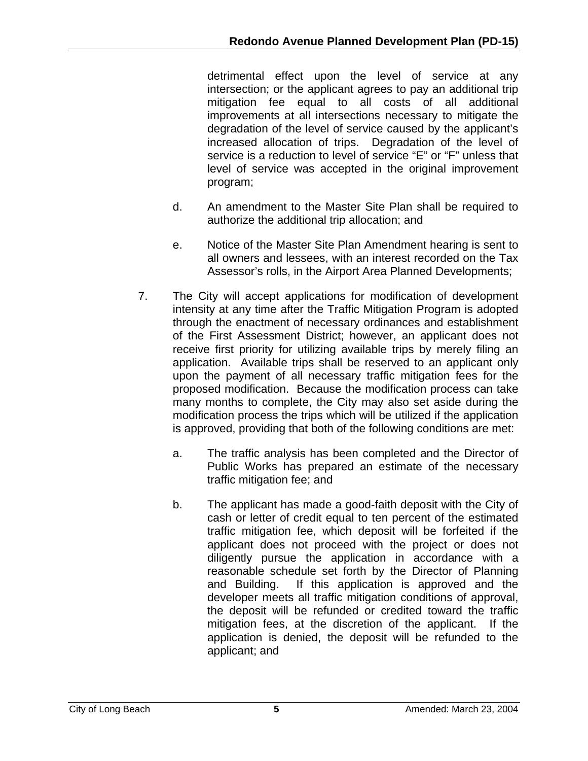detrimental effect upon the level of service at any intersection; or the applicant agrees to pay an additional trip mitigation fee equal to all costs of all additional improvements at all intersections necessary to mitigate the degradation of the level of service caused by the applicant's increased allocation of trips. Degradation of the level of service is a reduction to level of service "E" or "F" unless that level of service was accepted in the original improvement program;

d. An amendment to the Master Site Plan shall be required to authorize the additional trip allocation; and

e. Notice of the Master Site Plan Amendment hearing is sent to all owners and lessees, with an interest recorded on the Tax Assessor's rolls, in the Airport Area Planned Developments;

7. The City will accept applications for modification of development intensity at any time after the Traffic Mitigation Program is adopted through the enactment of necessary ordinances and establishment of the First Assessment District; however, an applicant does not receive first priority for utilizing available trips by merely filing an application. Available trips shall be reserved to an applicant only upon the payment of all necessary traffic mitigation fees for the proposed modification. Because the modification process can take many months to complete, the City may also set aside during the modification process the trips which will be utilized if the application is approved, providing that both of the following conditions are met:

   a. The traffic analysis has been completed and the Director of Public Works has prepared an estimate of the necessary traffic mitigation fee; and

   b. The applicant has made a good-faith deposit with the City of cash or letter of credit equal to ten percent of the estimated traffic mitigation fee, which deposit will be forfeited if the applicant does not proceed with the project or does not diligently pursue the application in accordance with a reasonable schedule set forth by the Director of Planning and Building. If this application is approved and the developer meets all traffic mitigation conditions of approval, the deposit will be refunded or credited toward the traffic mitigation fees, at the discretion of the applicant. If the application is denied, the deposit will be refunded to the applicant; and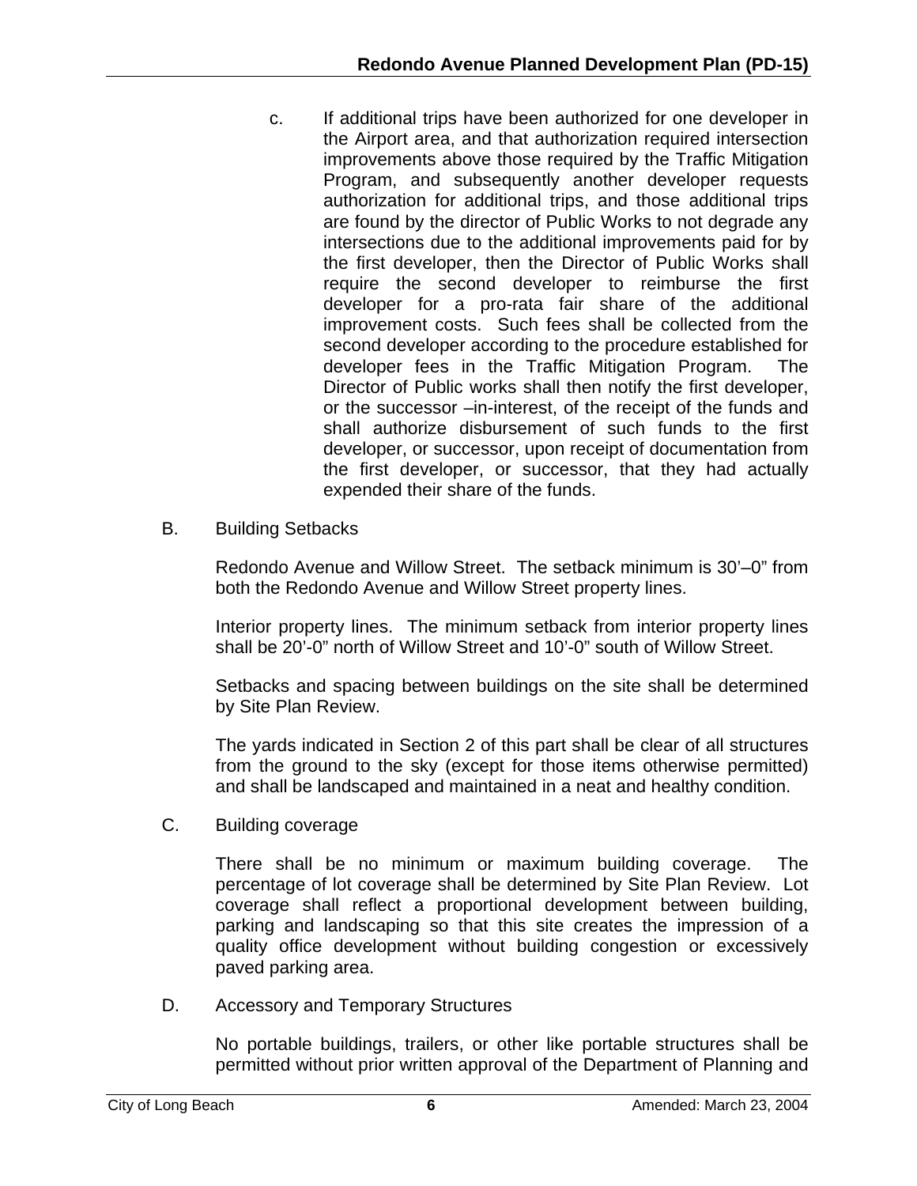c. If additional trips have been authorized for one developer in the Airport area, and that authorization required intersection improvements above those required by the Traffic Mitigation Program, and subsequently another developer requests authorization for additional trips, and those additional trips are found by the director of Public Works to not degrade any intersections due to the additional improvements paid for by the first developer, then the Director of Public Works shall require the second developer to reimburse the first developer for a pro-rata fair share of the additional improvement costs. Such fees shall be collected from the second developer according to the procedure established for developer fees in the Traffic Mitigation Program. The Director of Public works shall then notify the first developer, or the successor –in-interest, of the receipt of the funds and shall authorize disbursement of such funds to the first developer, or successor, upon receipt of documentation from the first developer, or successor, that they had actually expended their share of the funds.

B. Building Setbacks

Redondo Avenue and Willow Street. The setback minimum is 30'–0" from both the Redondo Avenue and Willow Street property lines.

Interior property lines. The minimum setback from interior property lines shall be 20'-0" north of Willow Street and 10'-0" south of Willow Street.

Setbacks and spacing between buildings on the site shall be determined by Site Plan Review.

The yards indicated in Section 2 of this part shall be clear of all structures from the ground to the sky (except for those items otherwise permitted) and shall be landscaped and maintained in a neat and healthy condition.

C. Building coverage

There shall be no minimum or maximum building coverage. The percentage of lot coverage shall be determined by Site Plan Review. Lot coverage shall reflect a proportional development between building, parking and landscaping so that this site creates the impression of a quality office development without building congestion or excessively paved parking area.

D. Accessory and Temporary Structures

No portable buildings, trailers, or other like portable structures shall be permitted without prior written approval of the Department of Planning and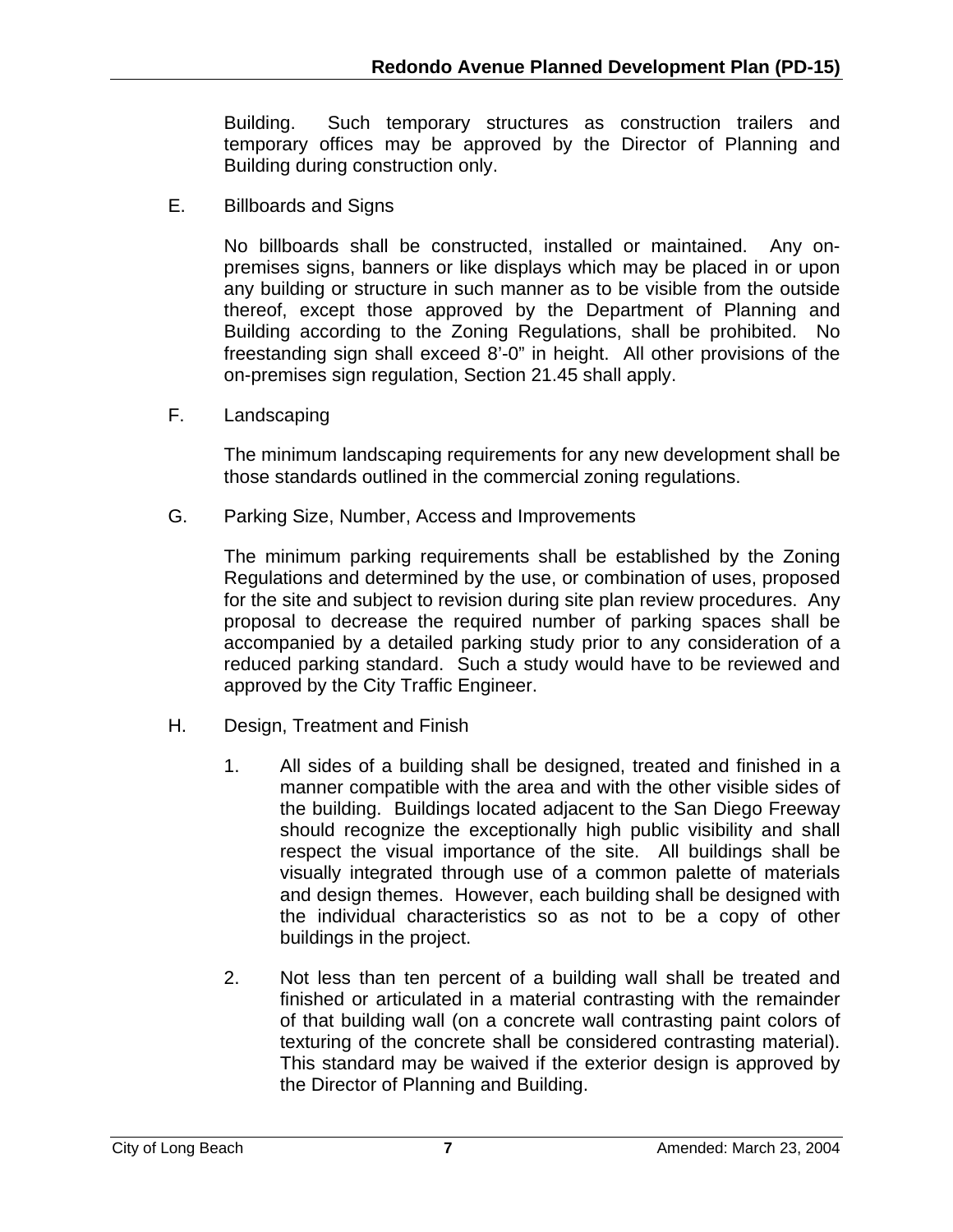Building. Such temporary structures as construction trailers and temporary offices may be approved by the Director of Planning and Building during construction only.

E. Billboards and Signs

No billboards shall be constructed, installed or maintained. Any on-premises signs, banners or like displays which may be placed in or upon any building or structure in such manner as to be visible from the outside thereof, except those approved by the Department of Planning and Building according to the Zoning Regulations, shall be prohibited. No freestanding sign shall exceed 8'-0" in height. All other provisions of the on-premises sign regulation, Section 21.45 shall apply.

F. Landscaping

The minimum landscaping requirements for any new development shall be those standards outlined in the commercial zoning regulations.

G. Parking Size, Number, Access and Improvements

The minimum parking requirements shall be established by the Zoning Regulations and determined by the use, or combination of uses, proposed for the site and subject to revision during site plan review procedures. Any proposal to decrease the required number of parking spaces shall be accompanied by a detailed parking study prior to any consideration of a reduced parking standard. Such a study would have to be reviewed and approved by the City Traffic Engineer.

H. Design, Treatment and Finish

1. All sides of a building shall be designed, treated and finished in a manner compatible with the area and with the other visible sides of the building. Buildings located adjacent to the San Diego Freeway should recognize the exceptionally high public visibility and shall respect the visual importance of the site. All buildings shall be visually integrated through use of a common palette of materials and design themes. However, each building shall be designed with the individual characteristics so as not to be a copy of other buildings in the project.

2. Not less than ten percent of a building wall shall be treated and finished or articulated in a material contrasting with the remainder of that building wall (on a concrete wall contrasting paint colors of texturing of the concrete shall be considered contrasting material). This standard may be waived if the exterior design is approved by the Director of Planning and Building.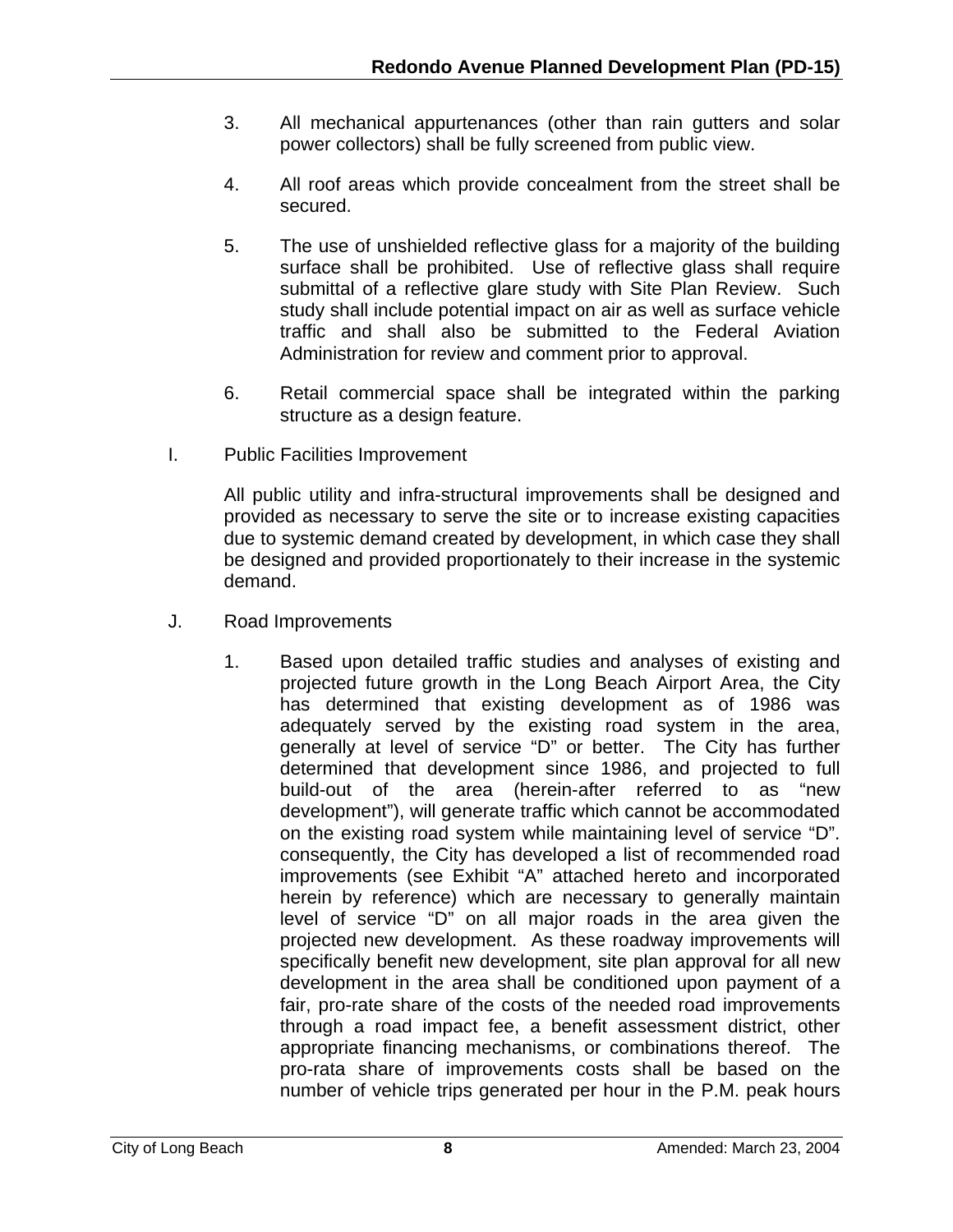3. All mechanical appurtenances (other than rain gutters and solar power collectors) shall be fully screened from public view.

4. All roof areas which provide concealment from the street shall be secured.

5. The use of unshielded reflective glass for a majority of the building surface shall be prohibited. Use of reflective glass shall require submittal of a reflective glare study with Site Plan Review. Such study shall include potential impact on air as well as surface vehicle traffic and shall also be submitted to the Federal Aviation Administration for review and comment prior to approval.

6. Retail commercial space shall be integrated within the parking structure as a design feature.

I. Public Facilities Improvement

All public utility and infra-structural improvements shall be designed and provided as necessary to serve the site or to increase existing capacities due to systemic demand created by development, in which case they shall be designed and provided proportionately to their increase in the systemic demand.

J. Road Improvements

1. Based upon detailed traffic studies and analyses of existing and projected future growth in the Long Beach Airport Area, the City has determined that existing development as of 1986 was adequately served by the existing road system in the area, generally at level of service "D" or better. The City has further determined that development since 1986, and projected to full build-out of the area (herein-after referred to as "new development"), will generate traffic which cannot be accommodated on the existing road system while maintaining level of service "D". consequently, the City has developed a list of recommended road improvements (see Exhibit "A" attached hereto and incorporated herein by reference) which are necessary to generally maintain level of service "D" on all major roads in the area given the projected new development. As these roadway improvements will specifically benefit new development, site plan approval for all new development in the area shall be conditioned upon payment of a fair, pro-rate share of the costs of the needed road improvements through a road impact fee, a benefit assessment district, other appropriate financing mechanisms, or combinations thereof. The pro-rata share of improvements costs shall be based on the number of vehicle trips generated per hour in the P.M. peak hours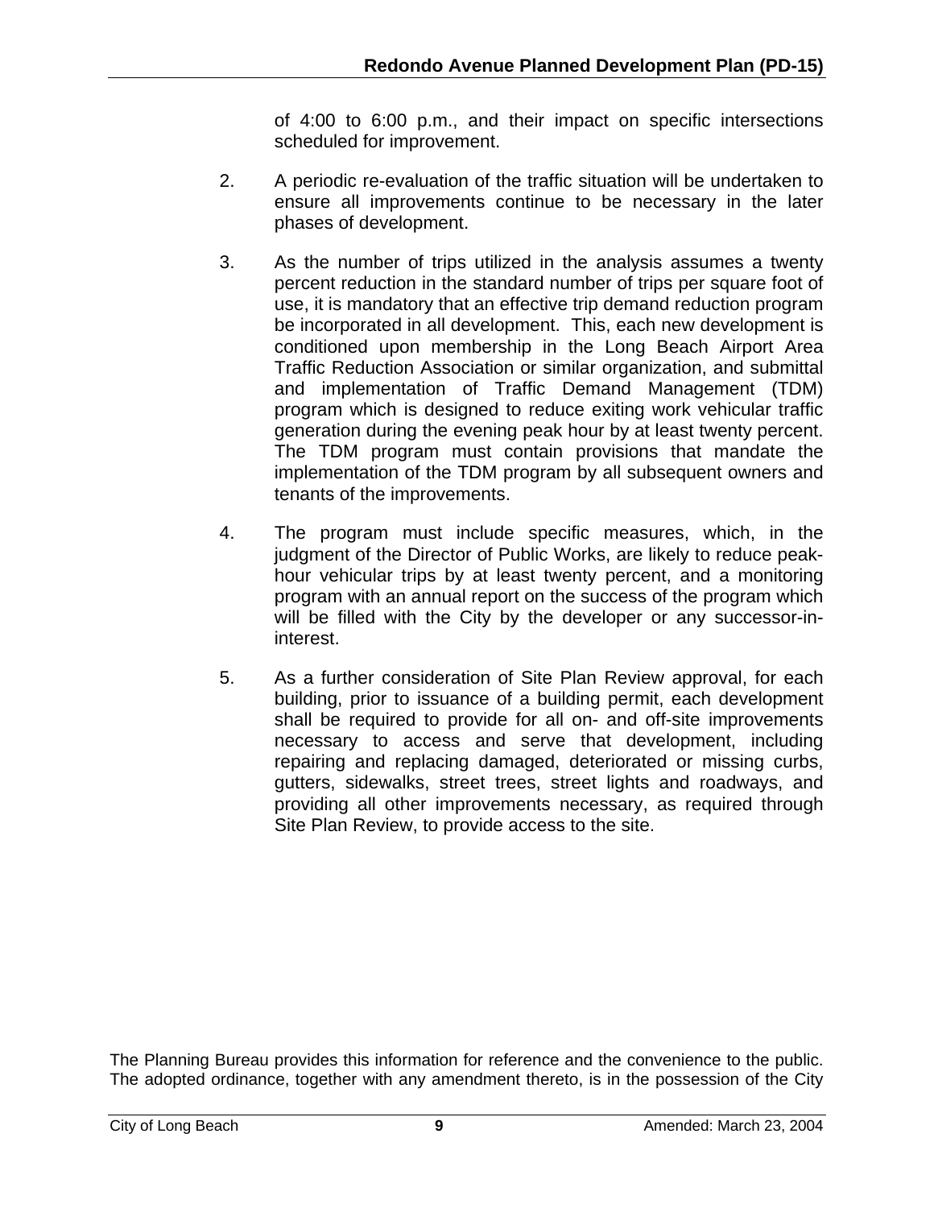of 4:00 to 6:00 p.m., and their impact on specific intersections scheduled for improvement.

2. A periodic re-evaluation of the traffic situation will be undertaken to ensure all improvements continue to be necessary in the later phases of development.

3. As the number of trips utilized in the analysis assumes a twenty percent reduction in the standard number of trips per square foot of use, it is mandatory that an effective trip demand reduction program be incorporated in all development. This, each new development is conditioned upon membership in the Long Beach Airport Area Traffic Reduction Association or similar organization, and submittal and implementation of Traffic Demand Management (TDM) program which is designed to reduce exiting work vehicular traffic generation during the evening peak hour by at least twenty percent. The TDM program must contain provisions that mandate the implementation of the TDM program by all subsequent owners and tenants of the improvements.

4. The program must include specific measures, which, in the judgment of the Director of Public Works, are likely to reduce peak-hour vehicular trips by at least twenty percent, and a monitoring program with an annual report on the success of the program which will be filled with the City by the developer or any successor-in-interest.

5. As a further consideration of Site Plan Review approval, for each building, prior to issuance of a building permit, each development shall be required to provide for all on- and off-site improvements necessary to access and serve that development, including repairing and replacing damaged, deteriorated or missing curbs, gutters, sidewalks, street trees, street lights and roadways, and providing all other improvements necessary, as required through Site Plan Review, to provide access to the site.

The Planning Bureau provides this information for reference and the convenience to the public. The adopted ordinance, together with any amendment thereto, is in the possession of the City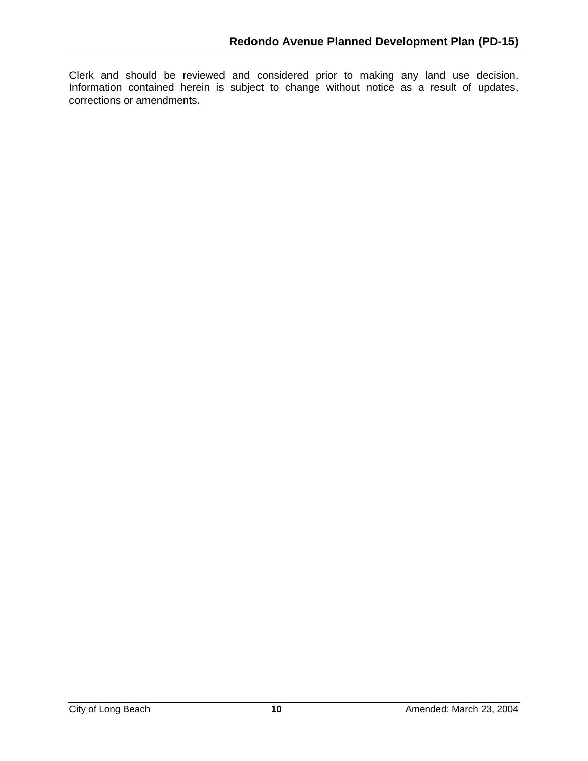Clerk and should be reviewed and considered prior to making any land use decision. Information contained herein is subject to change without notice as a result of updates, corrections or amendments.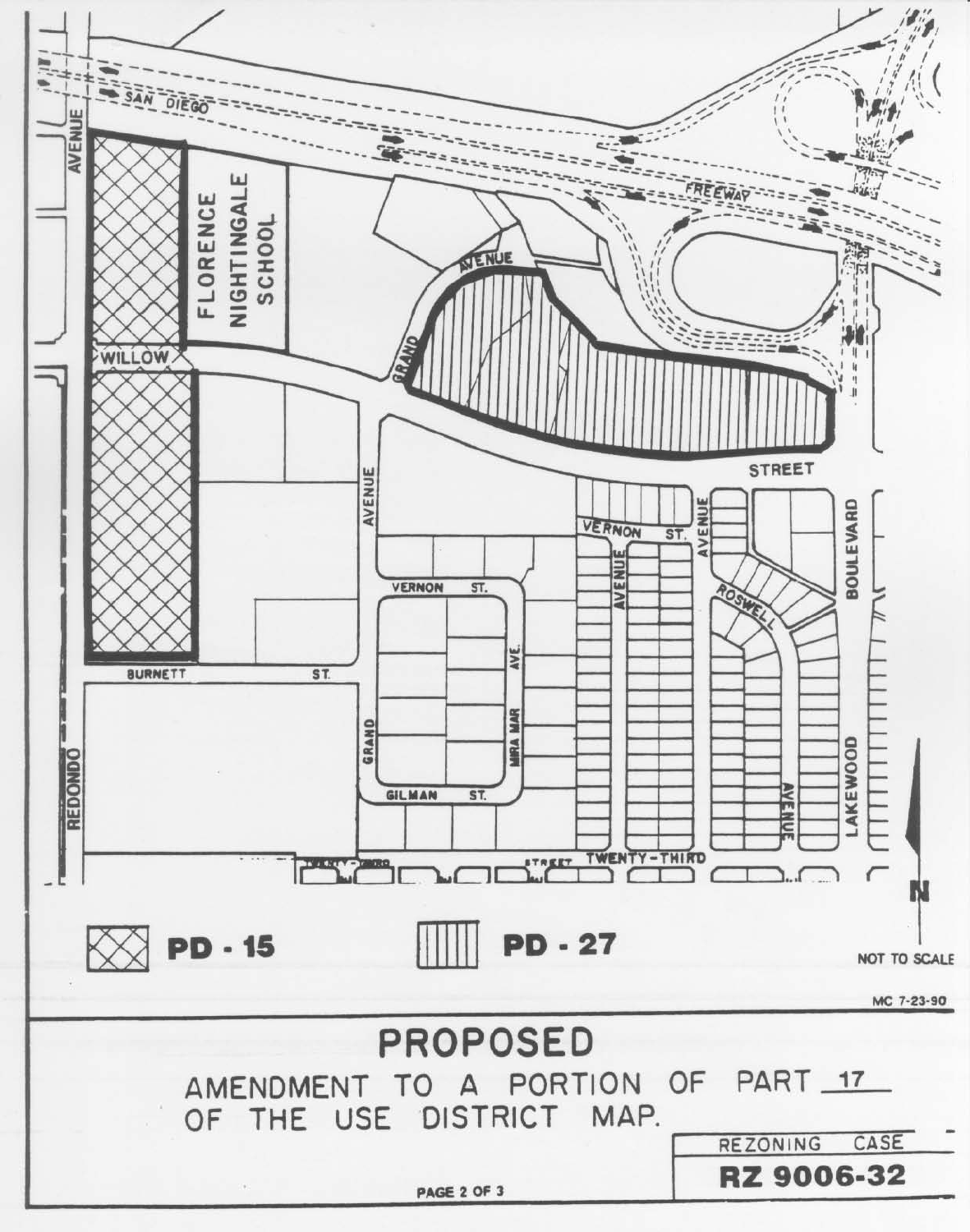SAN DIEGO FREEWAY

FLORENCE NIGHTINGALE SCHOOL

WILLOW STREET

GRAND AVENUE

VERNON ST.

MIRA MAR AVE.

GILMAN ST.

BURNETT ST.

REDONDO AVENUE

ROSWELL AVENUE

LAKEWOOD BOULEVARD

TWENTY-THIRD STREET

N

PD - 15

PD - 27

NOT TO SCALE

MC 7-23-90

# PROPOSED

AMENDMENT TO A PORTION OF PART 17 OF THE USE DISTRICT MAP.

REZONING CASE

**RZ 9006-32**

PAGE 2 OF 3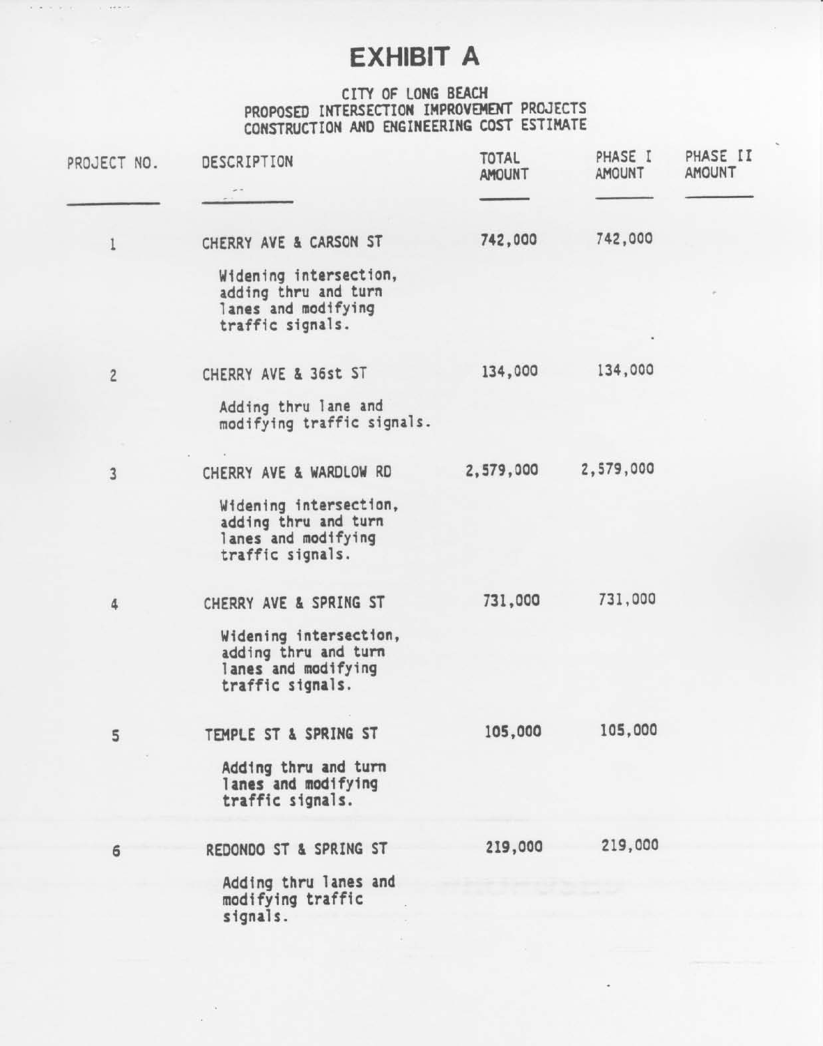# EXHIBIT A

CITY OF LONG BEACH
PROPOSED INTERSECTION IMPROVEMENT PROJECTS
CONSTRUCTION AND ENGINEERING COST ESTIMATE

| PROJECT NO. | DESCRIPTION | TOTAL AMOUNT | PHASE I AMOUNT | PHASE II AMOUNT |
|---|---|---|---|---|
| 1 | CHERRY AVE & CARSON ST<br><br>Widening intersection, adding thru and turn lanes and modifying traffic signals. | 742,000 | 742,000 | |
| 2 | CHERRY AVE & 36st ST<br><br>Adding thru lane and modifying traffic signals. | 134,000 | 134,000 | |
| 3 | CHERRY AVE & WARDLOW RD<br><br>Widening intersection, adding thru and turn lanes and modifying traffic signals. | 2,579,000 | 2,579,000 | |
| 4 | CHERRY AVE & SPRING ST<br><br>Widening intersection, adding thru and turn lanes and modifying traffic signals. | 731,000 | 731,000 | |
| 5 | TEMPLE ST & SPRING ST<br><br>Adding thru and turn lanes and modifying traffic signals. | 105,000 | 105,000 | |
| 6 | REDONDO ST & SPRING ST<br><br>Adding thru lanes and modifying traffic signals. | 219,000 | 219,000 | |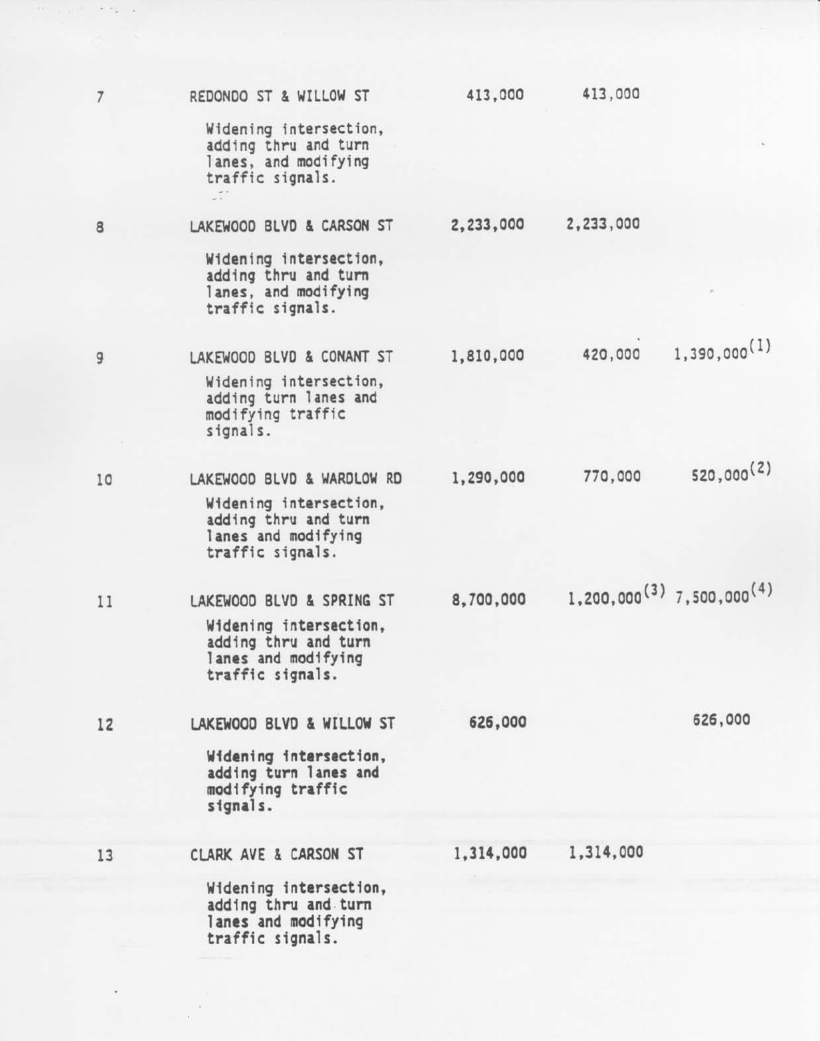| | | | | |
|---|---|---|---|---|
| 7 | REDONDO ST & WILLOW ST<br><br>Widening intersection, adding thru and turn lanes, and modifying traffic signals. | 413,000 | 413,000 | |
| 8 | LAKEWOOD BLVD & CARSON ST<br><br>Widening intersection, adding thru and turn lanes, and modifying traffic signals. | 2,233,000 | 2,233,000 | |
| 9 | LAKEWOOD BLVD & CONANT ST<br><br>Widening intersection, adding turn lanes and modifying traffic signals. | 1,810,000 | 420,000 | 1,390,000(1) |
| 10 | LAKEWOOD BLVD & WARDLOW RD<br><br>Widening intersection, adding thru and turn lanes and modifying traffic signals. | 1,290,000 | 770,000 | 520,000(2) |
| 11 | LAKEWOOD BLVD & SPRING ST<br><br>Widening intersection, adding thru and turn lanes and modifying traffic signals. | 8,700,000 | 1,200,000(3) | 7,500,000(4) |
| 12 | LAKEWOOD BLVD & WILLOW ST<br><br>Widening intersection, adding turn lanes and modifying traffic signals. | 626,000 | | 626,000 |
| 13 | CLARK AVE & CARSON ST<br><br>Widening intersection, adding thru and turn lanes and modifying traffic signals. | 1,314,000 | 1,314,000 | |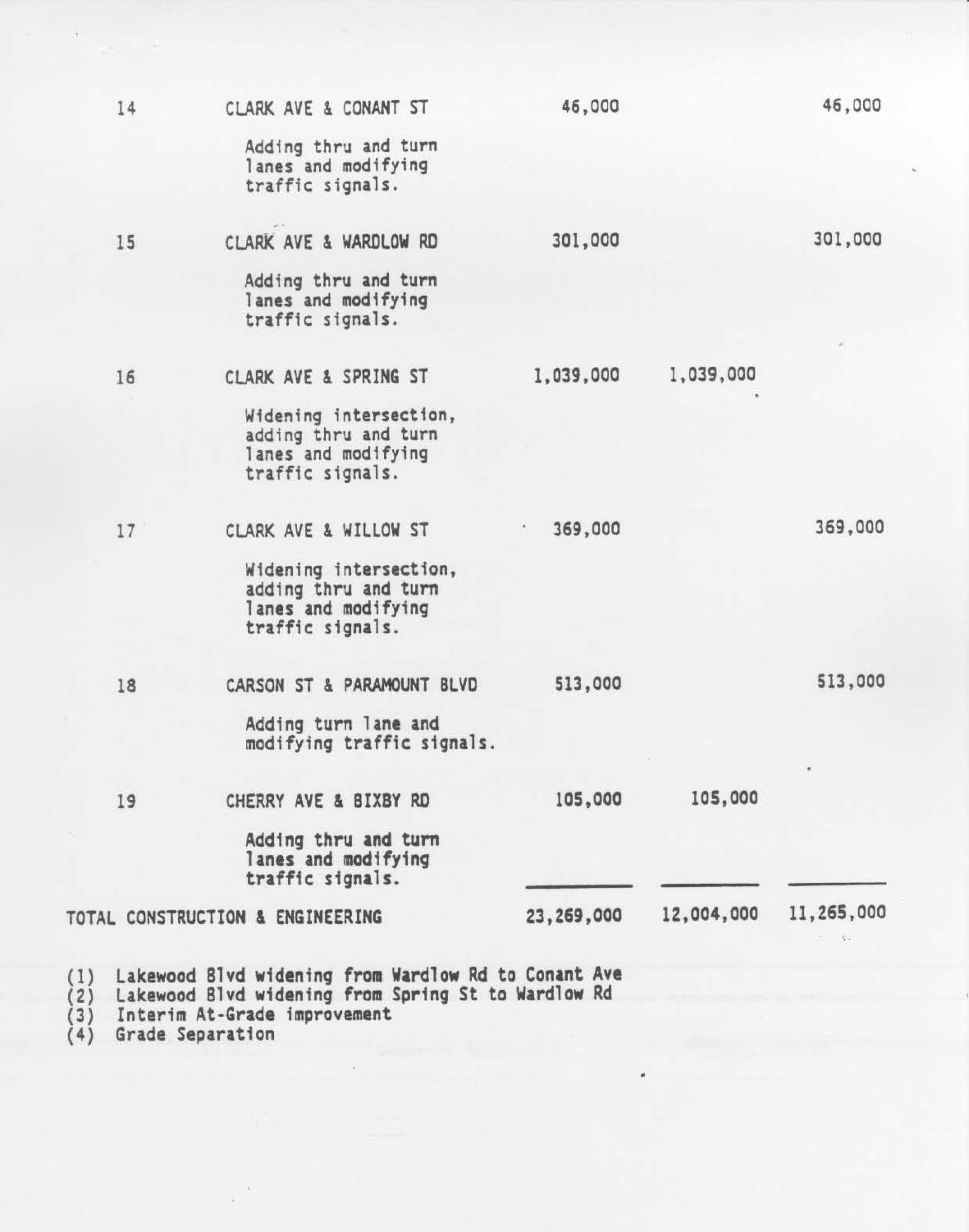| | | | | |
|---|---|---|---|---|
| 14 | CLARK AVE & CONANT ST<br>Adding thru and turn lanes and modifying traffic signals. | 46,000 | | 46,000 |
| 15 | CLARK AVE & WARDLOW RD<br>Adding thru and turn lanes and modifying traffic signals. | 301,000 | | 301,000 |
| 16 | CLARK AVE & SPRING ST<br>Widening intersection, adding thru and turn lanes and modifying traffic signals. | 1,039,000 | 1,039,000 | |
| 17 | CLARK AVE & WILLOW ST<br>Widening intersection, adding thru and turn lanes and modifying traffic signals. | 369,000 | | 369,000 |
| 18 | CARSON ST & PARAMOUNT BLVD<br>Adding turn lane and modifying traffic signals. | 513,000 | | 513,000 |
| 19 | CHERRY AVE & BIXBY RD<br>Adding thru and turn lanes and modifying traffic signals. | 105,000 | 105,000 | |
| TOTAL CONSTRUCTION & ENGINEERING | | 23,269,000 | 12,004,000 | 11,265,000 |

(1) Lakewood Blvd widening from Wardlow Rd to Conant Ave
(2) Lakewood Blvd widening from Spring St to Wardlow Rd
(3) Interim At-Grade improvement
(4) Grade Separation